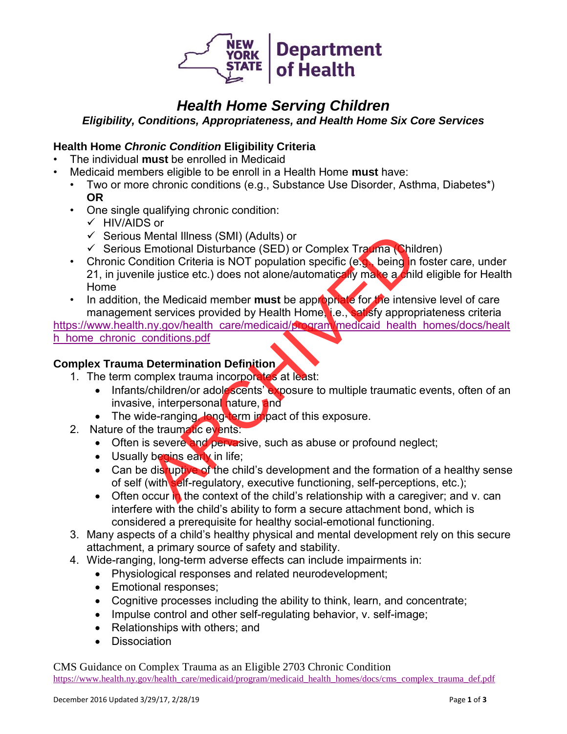New York State Department of Health

# *Health Home Serving Children*

## *Eligibility, Conditions, Appropriateness, and Health Home Six Core Services*

### Health Home *Chronic Condition* Eligibility Criteria

- The individual **must** be enrolled in Medicaid
- Medicaid members eligible to be enroll in a Health Home **must** have:
  - Two or more chronic conditions (e.g., Substance Use Disorder, Asthma, Diabetes*) **OR**
  - One single qualifying chronic condition:
    - ✓ HIV/AIDS or
    - ✓ Serious Mental Illness (SMI) (Adults) or
    - ✓ Serious Emotional Disturbance (SED) or Complex Trauma (Children)
  - Chronic Condition Criteria is NOT population specific (e.g., being in foster care, under 21, in juvenile justice etc.) does not alone/automatically make a child eligible for Health Home
  - In addition, the Medicaid member **must** be appropriate for the intensive level of care management services provided by Health Home, i.e., satisfy appropriateness criteria

https://www.health.ny.gov/health_care/medicaid/program/medicaid_health_homes/docs/health_home_chronic_conditions.pdf

ARCHIVED

### Complex Trauma Determination Definition

1. The term complex trauma incorporates at least:
   - Infants/children/or adolescents' exposure to multiple traumatic events, often of an invasive, interpersonal nature, and
   - The wide-ranging, long-term impact of this exposure.
2. Nature of the traumatic events:
   - Often is severe and pervasive, such as abuse or profound neglect;
   - Usually begins early in life;
   - Can be disruptive of the child's development and the formation of a healthy sense of self (with self-regulatory, executive functioning, self-perceptions, etc.);
   - Often occur in the context of the child's relationship with a caregiver; and v. can interfere with the child's ability to form a secure attachment bond, which is considered a prerequisite for healthy social-emotional functioning.
3. Many aspects of a child's healthy physical and mental development rely on this secure attachment, a primary source of safety and stability.
4. Wide-ranging, long-term adverse effects can include impairments in:
   - Physiological responses and related neurodevelopment;
   - Emotional responses;
   - Cognitive processes including the ability to think, learn, and concentrate;
   - Impulse control and other self-regulating behavior, v. self-image;
   - Relationships with others; and
   - Dissociation

CMS Guidance on Complex Trauma as an Eligible 2703 Chronic Condition
https://www.health.ny.gov/health_care/medicaid/program/medicaid_health_homes/docs/cms_complex_trauma_def.pdf

December 2016 Updated 3/29/17, 2/28/19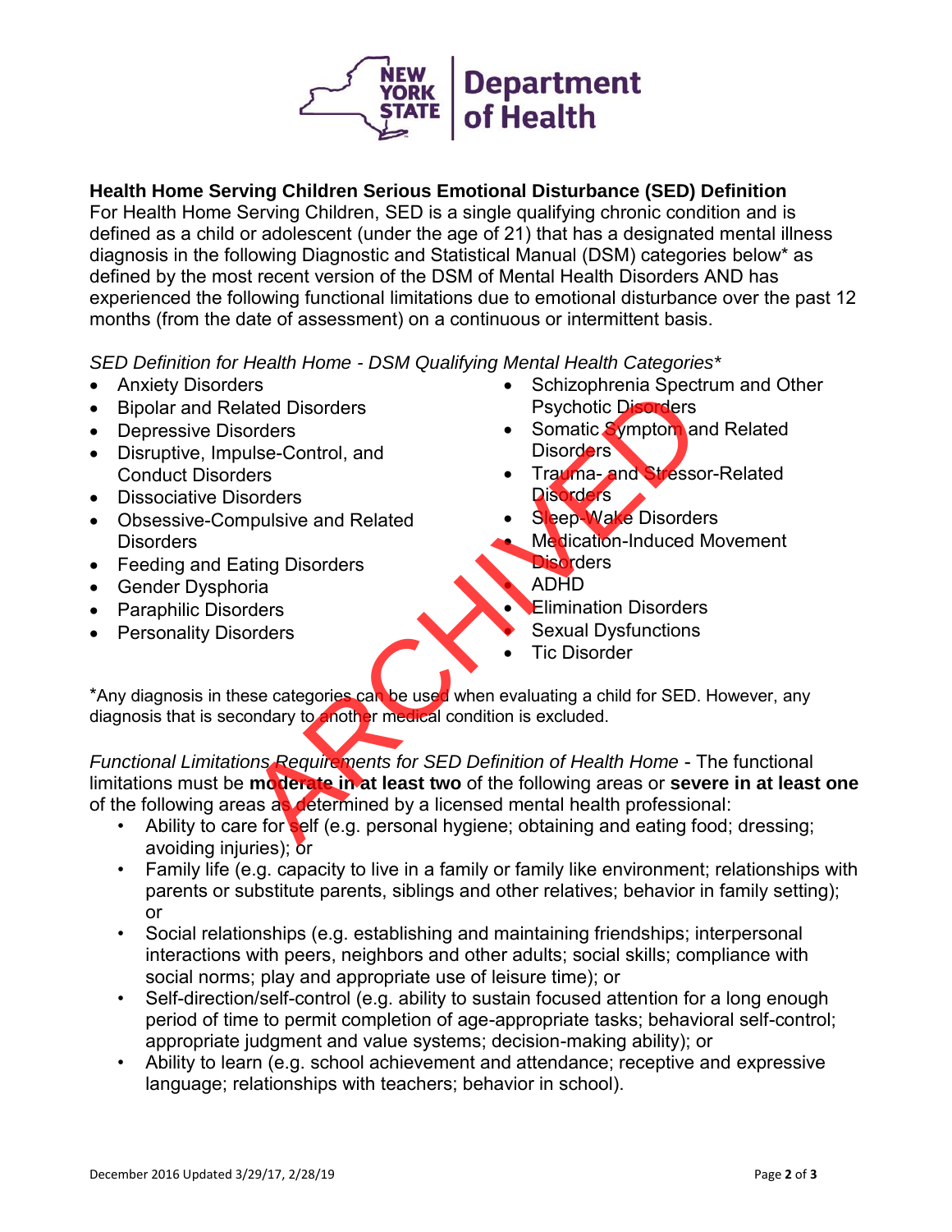**Health Home Serving Children Serious Emotional Disturbance (SED) Definition**
For Health Home Serving Children, SED is a single qualifying chronic condition and is defined as a child or adolescent (under the age of 21) that has a designated mental illness diagnosis in the following Diagnostic and Statistical Manual (DSM) categories below* as defined by the most recent version of the DSM of Mental Health Disorders AND has experienced the following functional limitations due to emotional disturbance over the past 12 months (from the date of assessment) on a continuous or intermittent basis.

*SED Definition for Health Home - DSM Qualifying Mental Health Categories**

- Anxiety Disorders
- Bipolar and Related Disorders
- Depressive Disorders
- Disruptive, Impulse-Control, and Conduct Disorders
- Dissociative Disorders
- Obsessive-Compulsive and Related Disorders
- Feeding and Eating Disorders
- Gender Dysphoria
- Paraphilic Disorders
- Personality Disorders
- Schizophrenia Spectrum and Other Psychotic Disorders
- Somatic Symptom and Related Disorders
- Trauma- and Stressor-Related Disorders
- Sleep-Wake Disorders
- Medication-Induced Movement Disorders
- ADHD
- Elimination Disorders
- Sexual Dysfunctions
- Tic Disorder

*Any diagnosis in these categories can be used when evaluating a child for SED. However, any diagnosis that is secondary to another medical condition is excluded.

*Functional Limitations Requirements for SED Definition of Health Home* - The functional limitations must be **moderate in at least two** of the following areas or **severe in at least one** of the following areas as determined by a licensed mental health professional:

- Ability to care for self (e.g. personal hygiene; obtaining and eating food; dressing; avoiding injuries); or
- Family life (e.g. capacity to live in a family or family like environment; relationships with parents or substitute parents, siblings and other relatives; behavior in family setting); or
- Social relationships (e.g. establishing and maintaining friendships; interpersonal interactions with peers, neighbors and other adults; social skills; compliance with social norms; play and appropriate use of leisure time); or
- Self-direction/self-control (e.g. ability to sustain focused attention for a long enough period of time to permit completion of age-appropriate tasks; behavioral self-control; appropriate judgment and value systems; decision-making ability); or
- Ability to learn (e.g. school achievement and attendance; receptive and expressive language; relationships with teachers; behavior in school).

December 2016 Updated 3/29/17, 2/28/19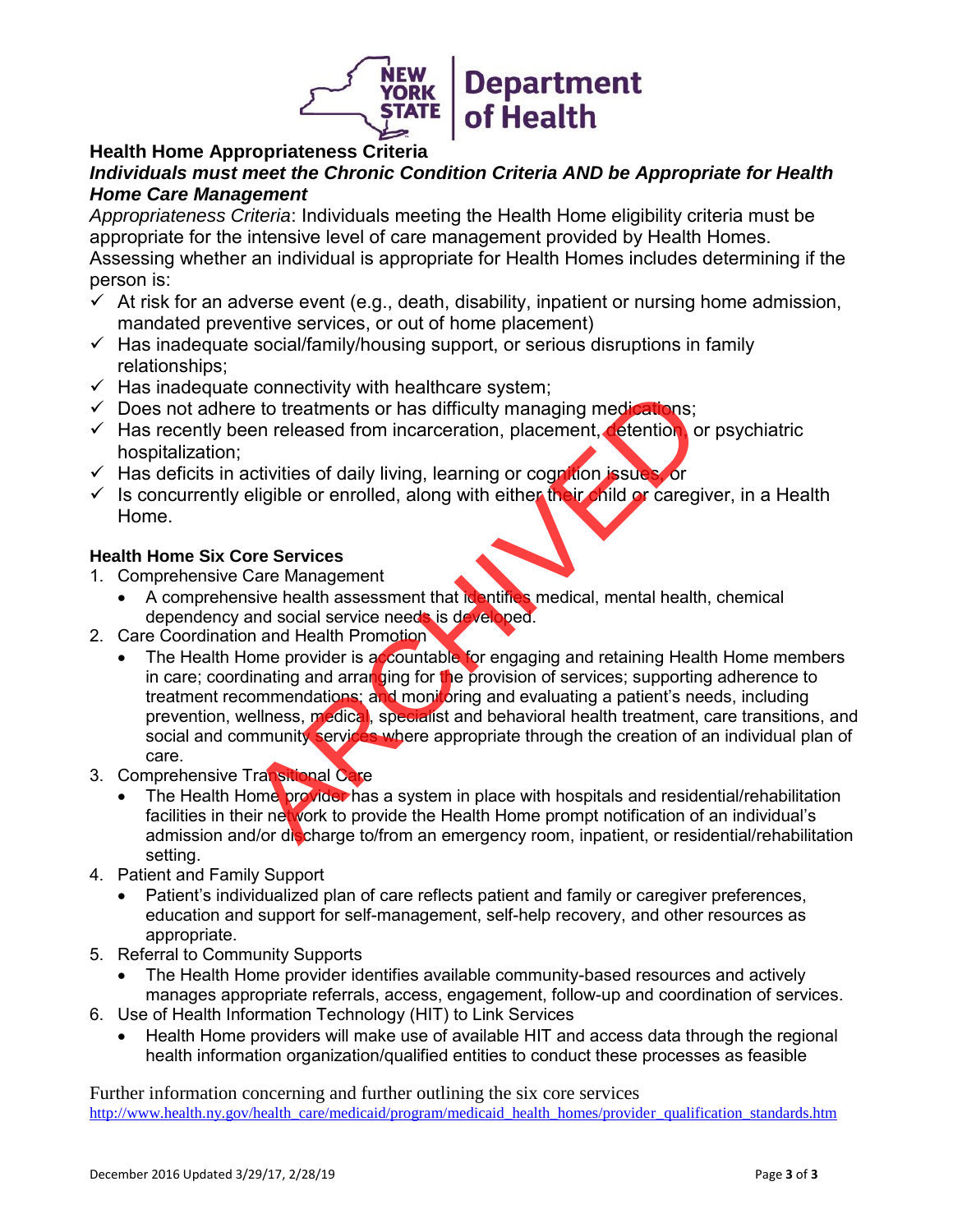**Health Home Appropriateness Criteria**

***Individuals must meet the Chronic Condition Criteria AND be Appropriate for Health Home Care Management***

*Appropriateness Criteria*: Individuals meeting the Health Home eligibility criteria must be appropriate for the intensive level of care management provided by Health Homes. Assessing whether an individual is appropriate for Health Homes includes determining if the person is:

- ✓ At risk for an adverse event (e.g., death, disability, inpatient or nursing home admission, mandated preventive services, or out of home placement)
- ✓ Has inadequate social/family/housing support, or serious disruptions in family relationships;
- ✓ Has inadequate connectivity with healthcare system;
- ✓ Does not adhere to treatments or has difficulty managing medications;
- ✓ Has recently been released from incarceration, placement, detention, or psychiatric hospitalization;
- ✓ Has deficits in activities of daily living, learning or cognition issues, or
- ✓ Is concurrently eligible or enrolled, along with either their child or caregiver, in a Health Home.

ARCHIVED

**Health Home Six Core Services**

1. Comprehensive Care Management
   - A comprehensive health assessment that identifies medical, mental health, chemical dependency and social service needs is developed.
2. Care Coordination and Health Promotion
   - The Health Home provider is accountable for engaging and retaining Health Home members in care; coordinating and arranging for the provision of services; supporting adherence to treatment recommendations; and monitoring and evaluating a patient's needs, including prevention, wellness, medical, specialist and behavioral health treatment, care transitions, and social and community services where appropriate through the creation of an individual plan of care.
3. Comprehensive Transitional Care
   - The Health Home provider has a system in place with hospitals and residential/rehabilitation facilities in their network to provide the Health Home prompt notification of an individual's admission and/or discharge to/from an emergency room, inpatient, or residential/rehabilitation setting.
4. Patient and Family Support
   - Patient's individualized plan of care reflects patient and family or caregiver preferences, education and support for self-management, self-help recovery, and other resources as appropriate.
5. Referral to Community Supports
   - The Health Home provider identifies available community-based resources and actively manages appropriate referrals, access, engagement, follow-up and coordination of services.
6. Use of Health Information Technology (HIT) to Link Services
   - Health Home providers will make use of available HIT and access data through the regional health information organization/qualified entities to conduct these processes as feasible

Further information concerning and further outlining the six core services
http://www.health.ny.gov/health_care/medicaid/program/medicaid_health_homes/provider_qualification_standards.htm

December 2016 Updated 3/29/17, 2/28/19